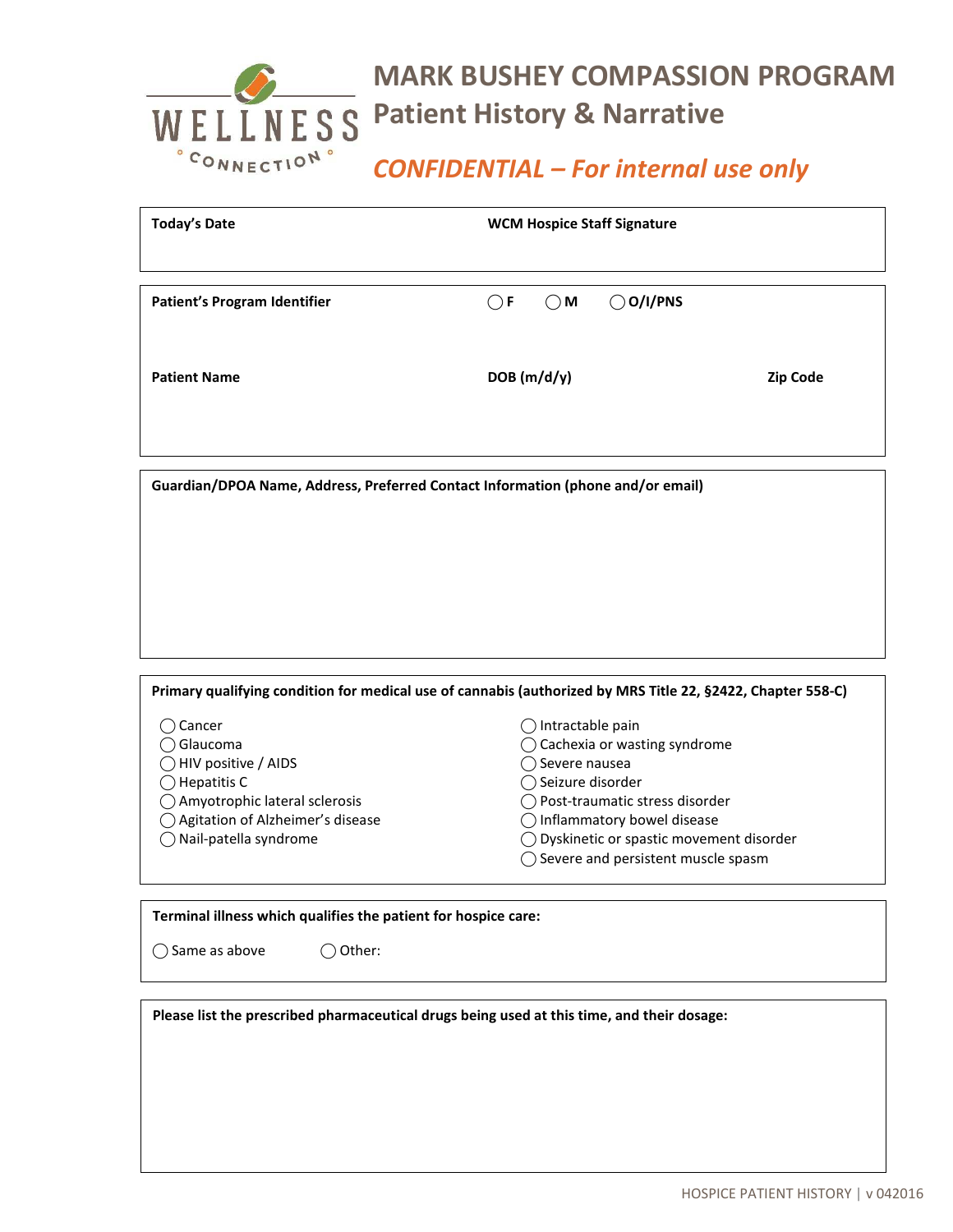WELLNESS CONNECTION

# MARK BUSHEY COMPASSION PROGRAM

## Patient History & Narrative

*CONFIDENTIAL – For internal use only*

**Today's Date**

**WCM Hospice Staff Signature**

**Patient's Program Identifier**

◯ **F** ◯ **M** ◯ **O/I/PNS**

**Patient Name**

**DOB (m/d/y)**

**Zip Code**

**Guardian/DPOA Name, Address, Preferred Contact Information (phone and/or email)**

**Primary qualifying condition for medical use of cannabis (authorized by MRS Title 22, §2422, Chapter 558-C)**

- ◯ Cancer
- ◯ Glaucoma
- ◯ HIV positive / AIDS
- ◯ Hepatitis C
- ◯ Amyotrophic lateral sclerosis
- ◯ Agitation of Alzheimer's disease
- ◯ Nail-patella syndrome
- ◯ Intractable pain
- ◯ Cachexia or wasting syndrome
- ◯ Severe nausea
- ◯ Seizure disorder
- ◯ Post-traumatic stress disorder
- ◯ Inflammatory bowel disease
- ◯ Dyskinetic or spastic movement disorder
- ◯ Severe and persistent muscle spasm

**Terminal illness which qualifies the patient for hospice care:**

◯ Same as above ◯ Other:

**Please list the prescribed pharmaceutical drugs being used at this time, and their dosage:**

HOSPICE PATIENT HISTORY | v 042016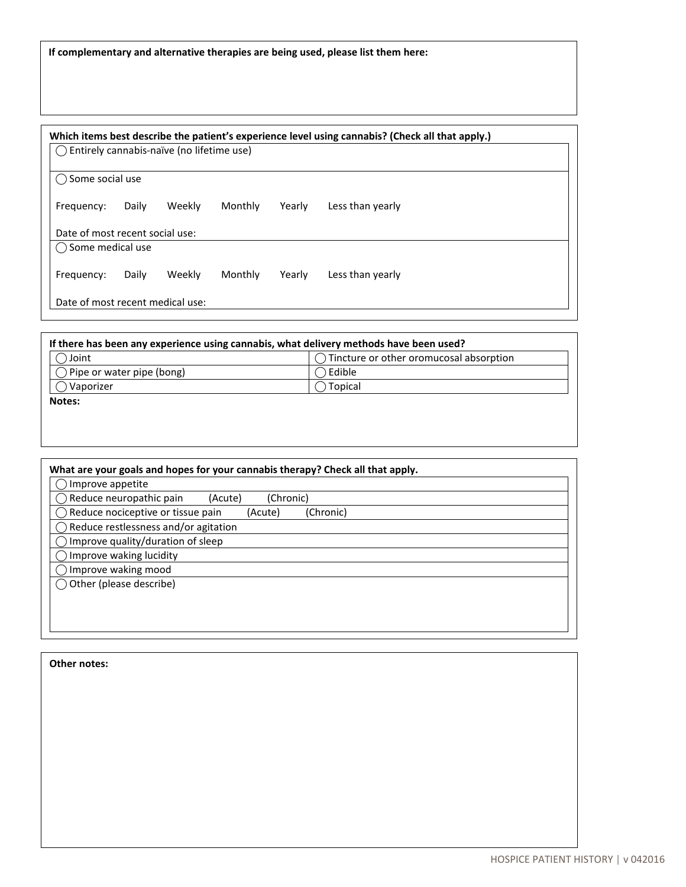**If complementary and alternative therapies are being used, please list them here:**

**Which items best describe the patient's experience level using cannabis? (Check all that apply.)**

◯ Entirely cannabis-naïve (no lifetime use)

◯ Some social use

Frequency: Daily Weekly Monthly Yearly Less than yearly

Date of most recent social use:

◯ Some medical use

Frequency: Daily Weekly Monthly Yearly Less than yearly

Date of most recent medical use:

**If there has been any experience using cannabis, what delivery methods have been used?**

| | |
|---|---|
| ◯ Joint | ◯ Tincture or other oromucosal absorption |
| ◯ Pipe or water pipe (bong) | ◯ Edible |
| ◯ Vaporizer | ◯ Topical |

**Notes:**

**What are your goals and hopes for your cannabis therapy? Check all that apply.**

◯ Improve appetite

◯ Reduce neuropathic pain (Acute) (Chronic)

◯ Reduce nociceptive or tissue pain (Acute) (Chronic)

◯ Reduce restlessness and/or agitation

◯ Improve quality/duration of sleep

◯ Improve waking lucidity

◯ Improve waking mood

◯ Other (please describe)

**Other notes:**